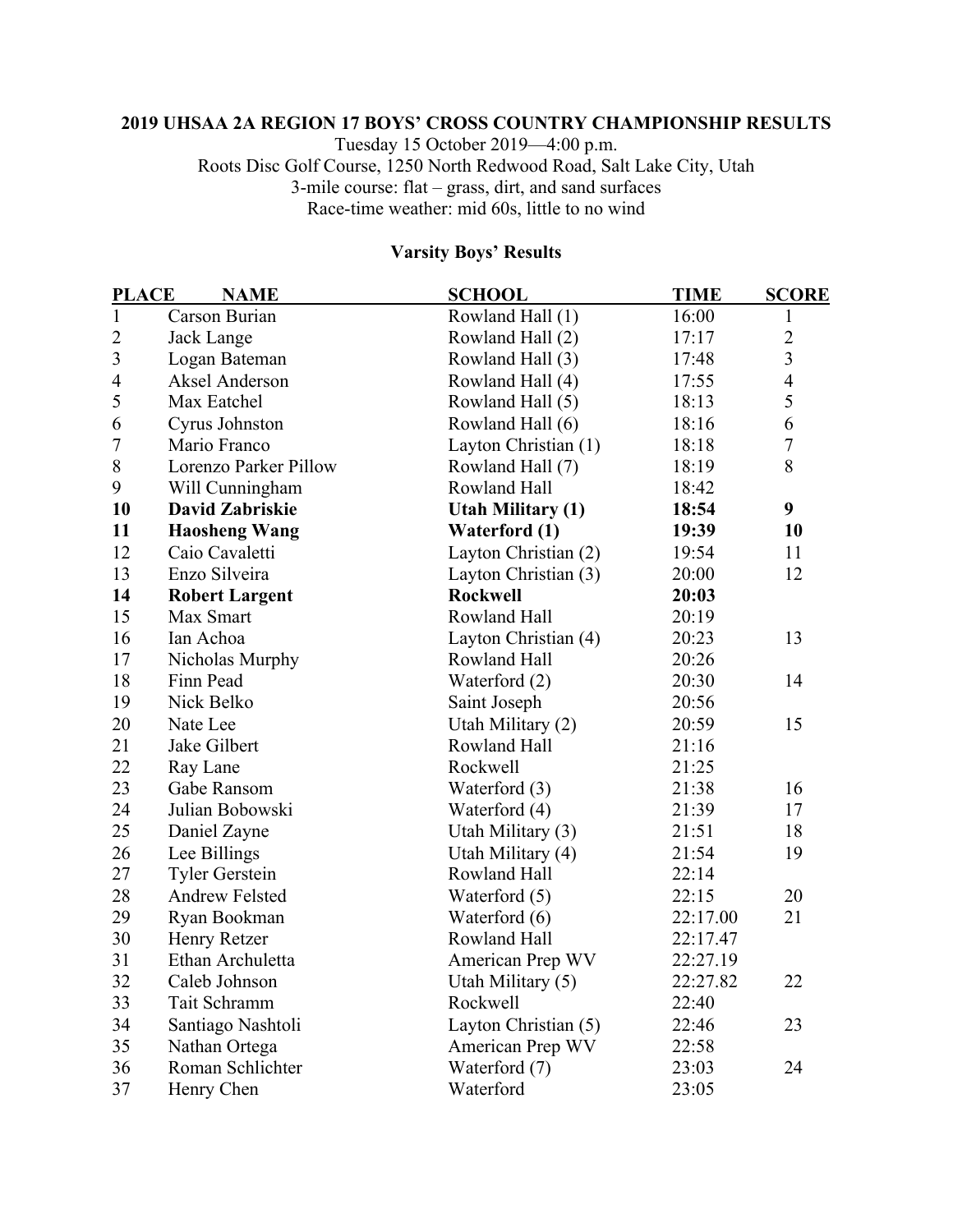**2019 UHSAA 2A REGION 17 BOYS' CROSS COUNTRY CHAMPIONSHIP RESULTS**

Tuesday 15 October 2019—4:00 p.m.

Roots Disc Golf Course, 1250 North Redwood Road, Salt Lake City, Utah

3-mile course: flat – grass, dirt, and sand surfaces

Race-time weather: mid 60s, little to no wind

## Varsity Boys' Results

| PLACE | NAME | SCHOOL | TIME | SCORE |
|---|---|---|---|---|
| 1 | Carson Burian | Rowland Hall (1) | 16:00 | 1 |
| 2 | Jack Lange | Rowland Hall (2) | 17:17 | 2 |
| 3 | Logan Bateman | Rowland Hall (3) | 17:48 | 3 |
| 4 | Aksel Anderson | Rowland Hall (4) | 17:55 | 4 |
| 5 | Max Eatchel | Rowland Hall (5) | 18:13 | 5 |
| 6 | Cyrus Johnston | Rowland Hall (6) | 18:16 | 6 |
| 7 | Mario Franco | Layton Christian (1) | 18:18 | 7 |
| 8 | Lorenzo Parker Pillow | Rowland Hall (7) | 18:19 | 8 |
| 9 | Will Cunningham | Rowland Hall | 18:42 | |
| **10** | **David Zabriskie** | **Utah Military (1)** | **18:54** | **9** |
| **11** | **Haosheng Wang** | **Waterford (1)** | **19:39** | **10** |
| 12 | Caio Cavaletti | Layton Christian (2) | 19:54 | 11 |
| 13 | Enzo Silveira | Layton Christian (3) | 20:00 | 12 |
| **14** | **Robert Largent** | **Rockwell** | **20:03** | |
| 15 | Max Smart | Rowland Hall | 20:19 | |
| 16 | Ian Achoa | Layton Christian (4) | 20:23 | 13 |
| 17 | Nicholas Murphy | Rowland Hall | 20:26 | |
| 18 | Finn Pead | Waterford (2) | 20:30 | 14 |
| 19 | Nick Belko | Saint Joseph | 20:56 | |
| 20 | Nate Lee | Utah Military (2) | 20:59 | 15 |
| 21 | Jake Gilbert | Rowland Hall | 21:16 | |
| 22 | Ray Lane | Rockwell | 21:25 | |
| 23 | Gabe Ransom | Waterford (3) | 21:38 | 16 |
| 24 | Julian Bobowski | Waterford (4) | 21:39 | 17 |
| 25 | Daniel Zayne | Utah Military (3) | 21:51 | 18 |
| 26 | Lee Billings | Utah Military (4) | 21:54 | 19 |
| 27 | Tyler Gerstein | Rowland Hall | 22:14 | |
| 28 | Andrew Felsted | Waterford (5) | 22:15 | 20 |
| 29 | Ryan Bookman | Waterford (6) | 22:17.00 | 21 |
| 30 | Henry Retzer | Rowland Hall | 22:17.47 | |
| 31 | Ethan Archuletta | American Prep WV | 22:27.19 | |
| 32 | Caleb Johnson | Utah Military (5) | 22:27.82 | 22 |
| 33 | Tait Schramm | Rockwell | 22:40 | |
| 34 | Santiago Nashtoli | Layton Christian (5) | 22:46 | 23 |
| 35 | Nathan Ortega | American Prep WV | 22:58 | |
| 36 | Roman Schlichter | Waterford (7) | 23:03 | 24 |
| 37 | Henry Chen | Waterford | 23:05 | |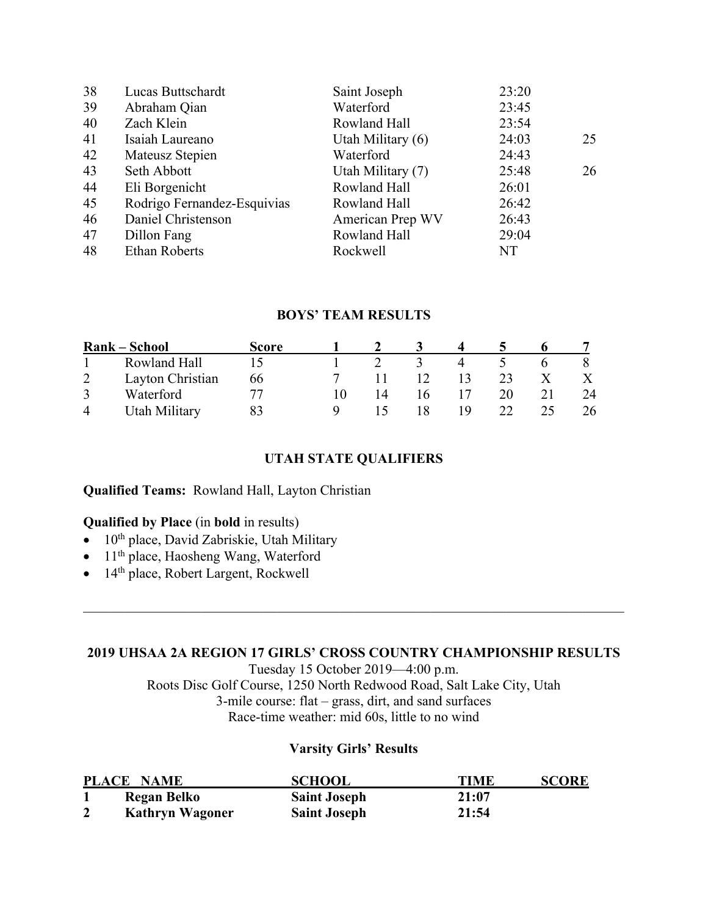| | | | | |
|---|---|---|---|---|
| 38 | Lucas Buttschardt | Saint Joseph | 23:20 | |
| 39 | Abraham Qian | Waterford | 23:45 | |
| 40 | Zach Klein | Rowland Hall | 23:54 | |
| 41 | Isaiah Laureano | Utah Military (6) | 24:03 | 25 |
| 42 | Mateusz Stepien | Waterford | 24:43 | |
| 43 | Seth Abbott | Utah Military (7) | 25:48 | 26 |
| 44 | Eli Borgenicht | Rowland Hall | 26:01 | |
| 45 | Rodrigo Fernandez-Esquivias | Rowland Hall | 26:42 | |
| 46 | Daniel Christenson | American Prep WV | 26:43 | |
| 47 | Dillon Fang | Rowland Hall | 29:04 | |
| 48 | Ethan Roberts | Rockwell | NT | |

### BOYS' TEAM RESULTS

| Rank – School | | Score | 1 | 2 | 3 | 4 | 5 | 6 | 7 |
|---|---|---|---|---|---|---|---|---|---|
| 1 | Rowland Hall | 15 | 1 | 2 | 3 | 4 | 5 | 6 | 8 |
| 2 | Layton Christian | 66 | 7 | 11 | 12 | 13 | 23 | X | X |
| 3 | Waterford | 77 | 10 | 14 | 16 | 17 | 20 | 21 | 24 |
| 4 | Utah Military | 83 | 9 | 15 | 18 | 19 | 22 | 25 | 26 |

### UTAH STATE QUALIFIERS

**Qualified Teams:** Rowland Hall, Layton Christian

**Qualified by Place** (in **bold** in results)

- 10th place, David Zabriskie, Utah Military
- 11th place, Haosheng Wang, Waterford
- 14th place, Robert Largent, Rockwell

---

## 2019 UHSAA 2A REGION 17 GIRLS' CROSS COUNTRY CHAMPIONSHIP RESULTS

Tuesday 15 October 2019—4:00 p.m.
Roots Disc Golf Course, 1250 North Redwood Road, Salt Lake City, Utah
3-mile course: flat – grass, dirt, and sand surfaces
Race-time weather: mid 60s, little to no wind

### Varsity Girls' Results

| PLACE | NAME | SCHOOL | TIME | SCORE |
|---|---|---|---|---|
| **1** | **Regan Belko** | **Saint Joseph** | **21:07** | |
| **2** | **Kathryn Wagoner** | **Saint Joseph** | **21:54** | |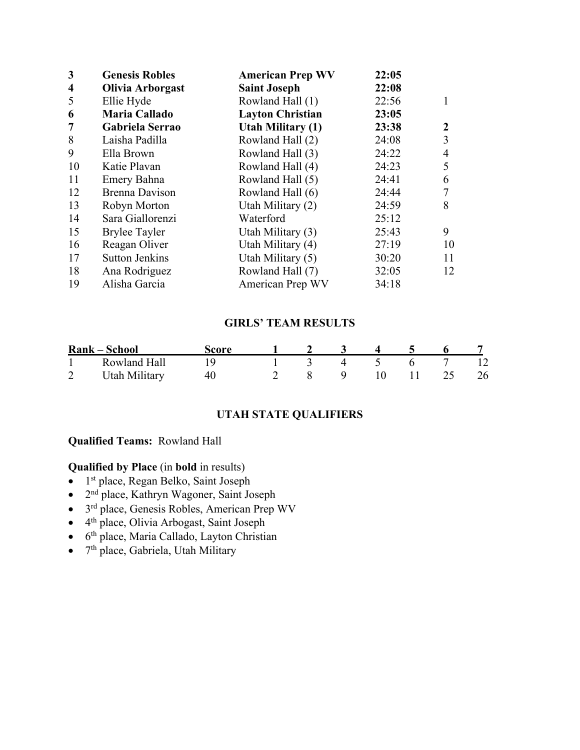| | | | | |
|---|---|---|---|---|
| **3** | **Genesis Robles** | **American Prep WV** | **22:05** | |
| **4** | **Olivia Arborgast** | **Saint Joseph** | **22:08** | |
| 5 | Ellie Hyde | Rowland Hall (1) | 22:56 | 1 |
| **6** | **Maria Callado** | **Layton Christian** | **23:05** | |
| **7** | **Gabriela Serrao** | **Utah Military (1)** | **23:38** | **2** |
| 8 | Laisha Padilla | Rowland Hall (2) | 24:08 | 3 |
| 9 | Ella Brown | Rowland Hall (3) | 24:22 | 4 |
| 10 | Katie Plavan | Rowland Hall (4) | 24:23 | 5 |
| 11 | Emery Bahna | Rowland Hall (5) | 24:41 | 6 |
| 12 | Brenna Davison | Rowland Hall (6) | 24:44 | 7 |
| 13 | Robyn Morton | Utah Military (2) | 24:59 | 8 |
| 14 | Sara Giallorenzi | Waterford | 25:12 | |
| 15 | Brylee Tayler | Utah Military (3) | 25:43 | 9 |
| 16 | Reagan Oliver | Utah Military (4) | 27:19 | 10 |
| 17 | Sutton Jenkins | Utah Military (5) | 30:20 | 11 |
| 18 | Ana Rodriguez | Rowland Hall (7) | 32:05 | 12 |
| 19 | Alisha Garcia | American Prep WV | 34:18 | |

## GIRLS' TEAM RESULTS

| Rank – School | | Score | 1 | 2 | 3 | 4 | 5 | 6 | 7 |
|---|---|---|---|---|---|---|---|---|---|
| 1 | Rowland Hall | 19 | 1 | 3 | 4 | 5 | 6 | 7 | 12 |
| 2 | Utah Military | 40 | 2 | 8 | 9 | 10 | 11 | 25 | 26 |

## UTAH STATE QUALIFIERS

**Qualified Teams:** Rowland Hall

**Qualified by Place** (in **bold** in results)

- 1st place, Regan Belko, Saint Joseph
- 2nd place, Kathryn Wagoner, Saint Joseph
- 3rd place, Genesis Robles, American Prep WV
- 4th place, Olivia Arbogast, Saint Joseph
- 6th place, Maria Callado, Layton Christian
- 7th place, Gabriela, Utah Military